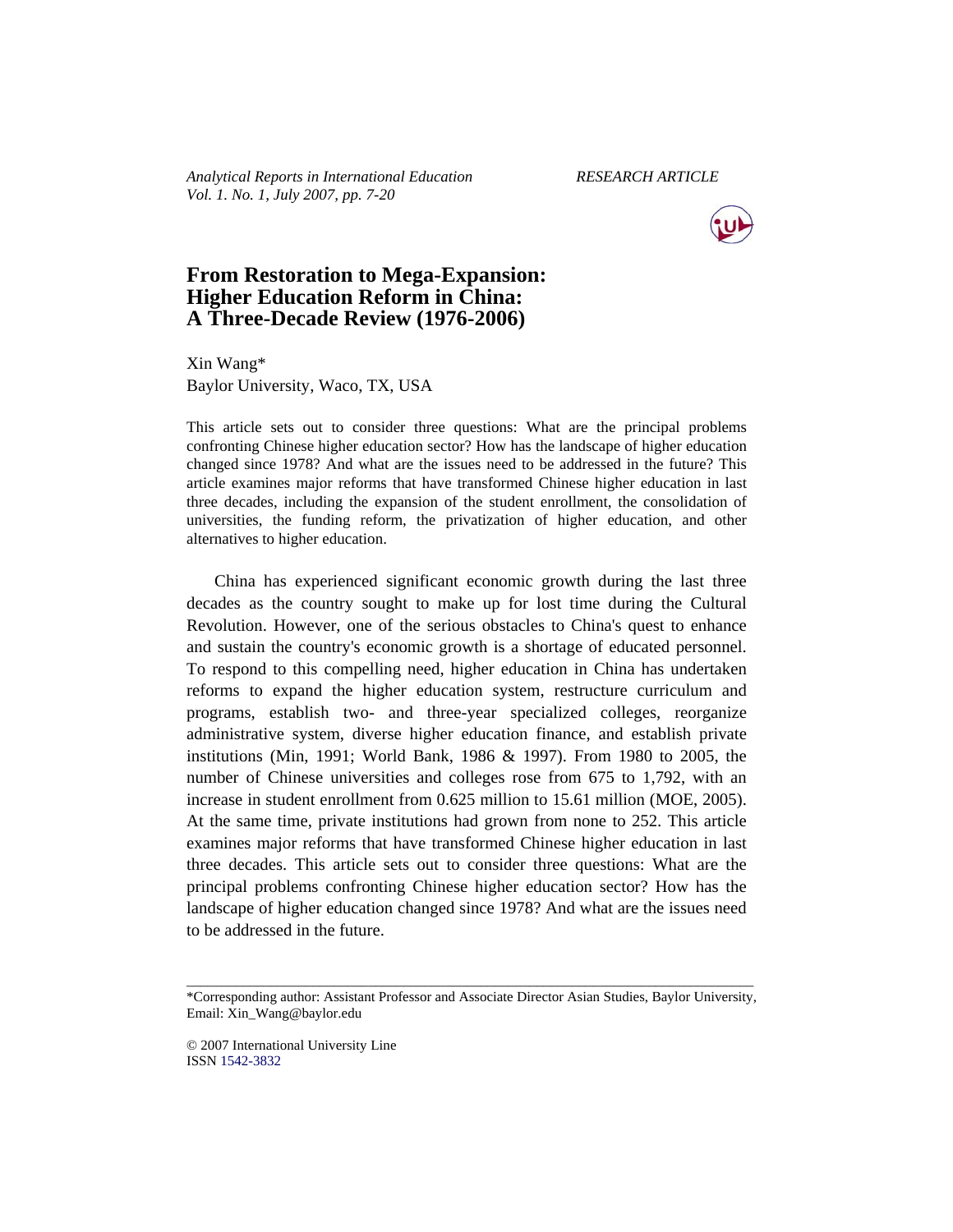*Analytical Reports in International Education* *RESEARCH ARTICLE*
*Vol. 1. No. 1, July 2007, pp. 7-20*

# From Restoration to Mega-Expansion: Higher Education Reform in China: A Three-Decade Review (1976-2006)

Xin Wang*
Baylor University, Waco, TX, USA

This article sets out to consider three questions: What are the principal problems confronting Chinese higher education sector? How has the landscape of higher education changed since 1978? And what are the issues need to be addressed in the future? This article examines major reforms that have transformed Chinese higher education in last three decades, including the expansion of the student enrollment, the consolidation of universities, the funding reform, the privatization of higher education, and other alternatives to higher education.

China has experienced significant economic growth during the last three decades as the country sought to make up for lost time during the Cultural Revolution. However, one of the serious obstacles to China's quest to enhance and sustain the country's economic growth is a shortage of educated personnel. To respond to this compelling need, higher education in China has undertaken reforms to expand the higher education system, restructure curriculum and programs, establish two- and three-year specialized colleges, reorganize administrative system, diverse higher education finance, and establish private institutions (Min, 1991; World Bank, 1986 & 1997). From 1980 to 2005, the number of Chinese universities and colleges rose from 675 to 1,792, with an increase in student enrollment from 0.625 million to 15.61 million (MOE, 2005). At the same time, private institutions had grown from none to 252. This article examines major reforms that have transformed Chinese higher education in last three decades. This article sets out to consider three questions: What are the principal problems confronting Chinese higher education sector? How has the landscape of higher education changed since 1978? And what are the issues need to be addressed in the future.

---

*Corresponding author: Assistant Professor and Associate Director Asian Studies, Baylor University, Email: Xin_Wang@baylor.edu

© 2007 International University Line
ISSN 1542-3832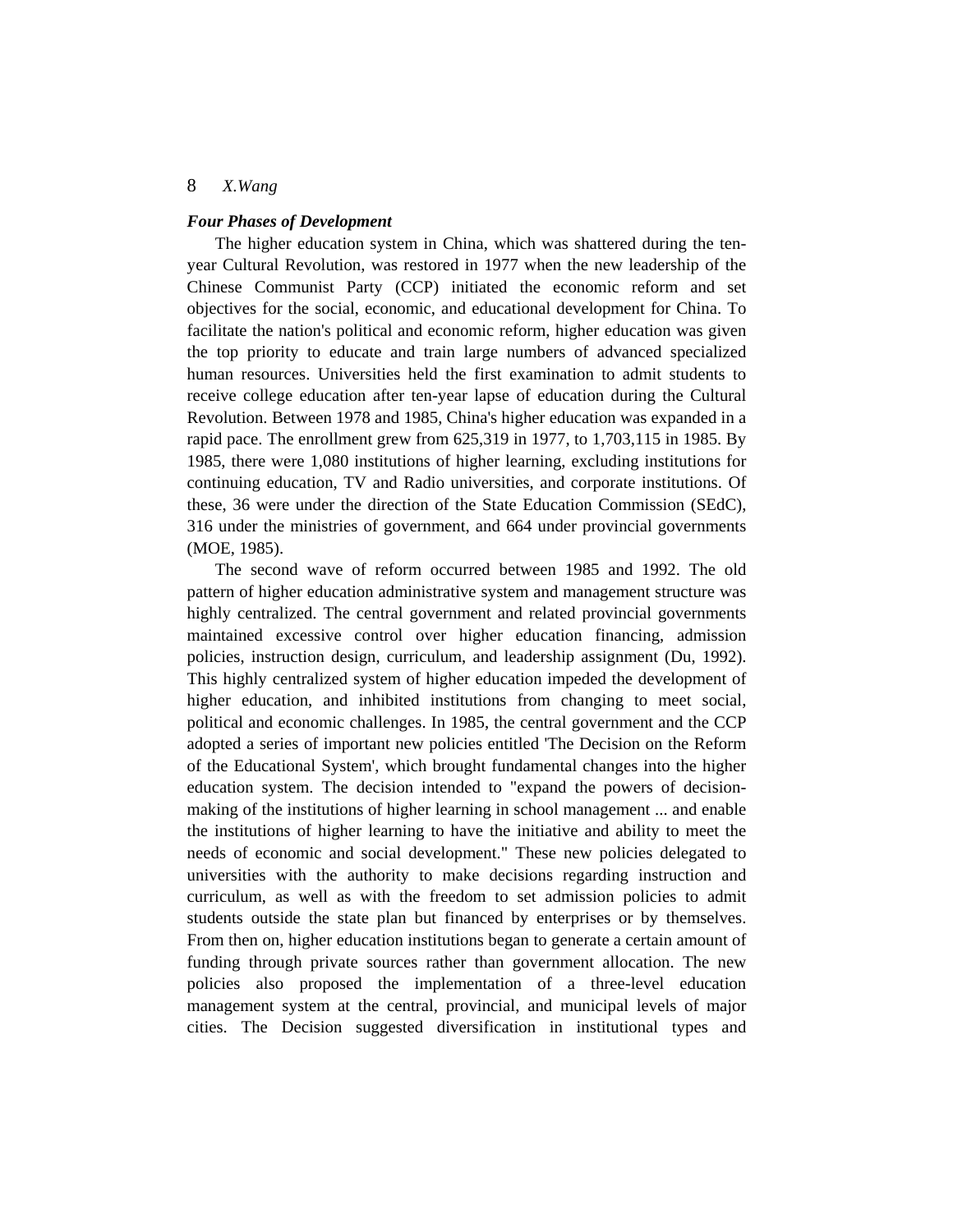***Four Phases of Development***

The higher education system in China, which was shattered during the ten-year Cultural Revolution, was restored in 1977 when the new leadership of the Chinese Communist Party (CCP) initiated the economic reform and set objectives for the social, economic, and educational development for China. To facilitate the nation's political and economic reform, higher education was given the top priority to educate and train large numbers of advanced specialized human resources. Universities held the first examination to admit students to receive college education after ten-year lapse of education during the Cultural Revolution. Between 1978 and 1985, China's higher education was expanded in a rapid pace. The enrollment grew from 625,319 in 1977, to 1,703,115 in 1985. By 1985, there were 1,080 institutions of higher learning, excluding institutions for continuing education, TV and Radio universities, and corporate institutions. Of these, 36 were under the direction of the State Education Commission (SEdC), 316 under the ministries of government, and 664 under provincial governments (MOE, 1985).

The second wave of reform occurred between 1985 and 1992. The old pattern of higher education administrative system and management structure was highly centralized. The central government and related provincial governments maintained excessive control over higher education financing, admission policies, instruction design, curriculum, and leadership assignment (Du, 1992). This highly centralized system of higher education impeded the development of higher education, and inhibited institutions from changing to meet social, political and economic challenges. In 1985, the central government and the CCP adopted a series of important new policies entitled 'The Decision on the Reform of the Educational System', which brought fundamental changes into the higher education system. The decision intended to "expand the powers of decision-making of the institutions of higher learning in school management ... and enable the institutions of higher learning to have the initiative and ability to meet the needs of economic and social development." These new policies delegated to universities with the authority to make decisions regarding instruction and curriculum, as well as with the freedom to set admission policies to admit students outside the state plan but financed by enterprises or by themselves. From then on, higher education institutions began to generate a certain amount of funding through private sources rather than government allocation. The new policies also proposed the implementation of a three-level education management system at the central, provincial, and municipal levels of major cities. The Decision suggested diversification in institutional types and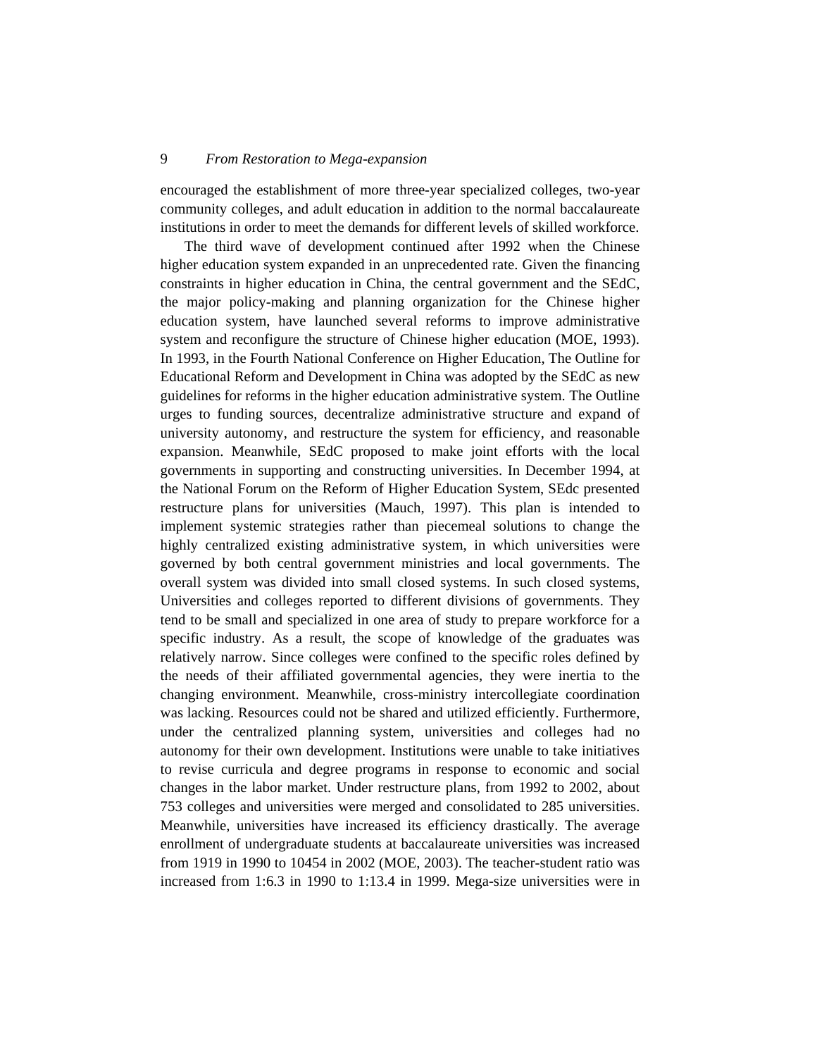encouraged the establishment of more three-year specialized colleges, two-year community colleges, and adult education in addition to the normal baccalaureate institutions in order to meet the demands for different levels of skilled workforce.

The third wave of development continued after 1992 when the Chinese higher education system expanded in an unprecedented rate. Given the financing constraints in higher education in China, the central government and the SEdC, the major policy-making and planning organization for the Chinese higher education system, have launched several reforms to improve administrative system and reconfigure the structure of Chinese higher education (MOE, 1993). In 1993, in the Fourth National Conference on Higher Education, The Outline for Educational Reform and Development in China was adopted by the SEdC as new guidelines for reforms in the higher education administrative system. The Outline urges to funding sources, decentralize administrative structure and expand of university autonomy, and restructure the system for efficiency, and reasonable expansion. Meanwhile, SEdC proposed to make joint efforts with the local governments in supporting and constructing universities. In December 1994, at the National Forum on the Reform of Higher Education System, SEdc presented restructure plans for universities (Mauch, 1997). This plan is intended to implement systemic strategies rather than piecemeal solutions to change the highly centralized existing administrative system, in which universities were governed by both central government ministries and local governments. The overall system was divided into small closed systems. In such closed systems, Universities and colleges reported to different divisions of governments. They tend to be small and specialized in one area of study to prepare workforce for a specific industry. As a result, the scope of knowledge of the graduates was relatively narrow. Since colleges were confined to the specific roles defined by the needs of their affiliated governmental agencies, they were inertia to the changing environment. Meanwhile, cross-ministry intercollegiate coordination was lacking. Resources could not be shared and utilized efficiently. Furthermore, under the centralized planning system, universities and colleges had no autonomy for their own development. Institutions were unable to take initiatives to revise curricula and degree programs in response to economic and social changes in the labor market. Under restructure plans, from 1992 to 2002, about 753 colleges and universities were merged and consolidated to 285 universities. Meanwhile, universities have increased its efficiency drastically. The average enrollment of undergraduate students at baccalaureate universities was increased from 1919 in 1990 to 10454 in 2002 (MOE, 2003). The teacher-student ratio was increased from 1:6.3 in 1990 to 1:13.4 in 1999. Mega-size universities were in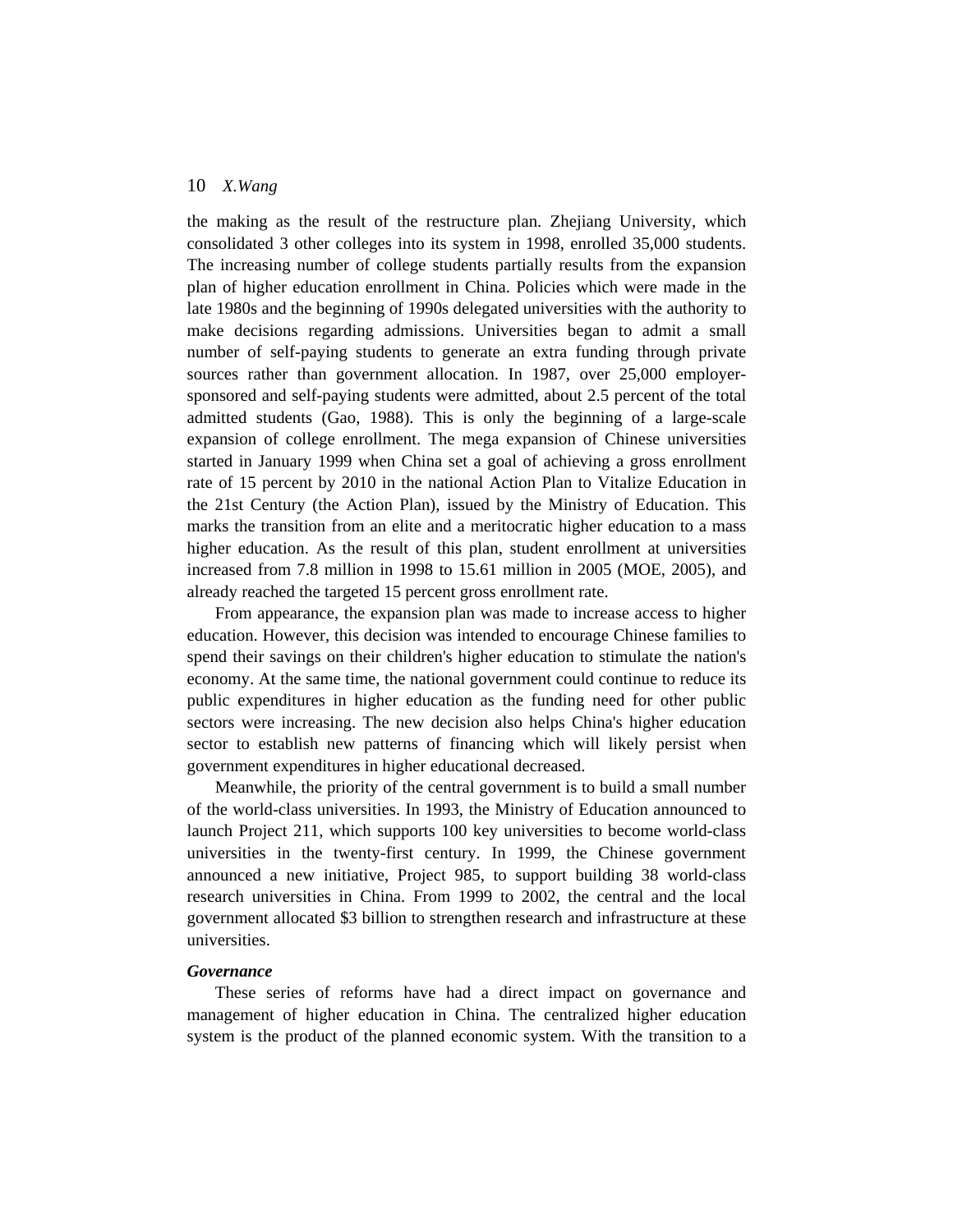the making as the result of the restructure plan. Zhejiang University, which consolidated 3 other colleges into its system in 1998, enrolled 35,000 students. The increasing number of college students partially results from the expansion plan of higher education enrollment in China. Policies which were made in the late 1980s and the beginning of 1990s delegated universities with the authority to make decisions regarding admissions. Universities began to admit a small number of self-paying students to generate an extra funding through private sources rather than government allocation. In 1987, over 25,000 employer-sponsored and self-paying students were admitted, about 2.5 percent of the total admitted students (Gao, 1988). This is only the beginning of a large-scale expansion of college enrollment. The mega expansion of Chinese universities started in January 1999 when China set a goal of achieving a gross enrollment rate of 15 percent by 2010 in the national Action Plan to Vitalize Education in the 21st Century (the Action Plan), issued by the Ministry of Education. This marks the transition from an elite and a meritocratic higher education to a mass higher education. As the result of this plan, student enrollment at universities increased from 7.8 million in 1998 to 15.61 million in 2005 (MOE, 2005), and already reached the targeted 15 percent gross enrollment rate.

From appearance, the expansion plan was made to increase access to higher education. However, this decision was intended to encourage Chinese families to spend their savings on their children's higher education to stimulate the nation's economy. At the same time, the national government could continue to reduce its public expenditures in higher education as the funding need for other public sectors were increasing. The new decision also helps China's higher education sector to establish new patterns of financing which will likely persist when government expenditures in higher educational decreased.

Meanwhile, the priority of the central government is to build a small number of the world-class universities. In 1993, the Ministry of Education announced to launch Project 211, which supports 100 key universities to become world-class universities in the twenty-first century. In 1999, the Chinese government announced a new initiative, Project 985, to support building 38 world-class research universities in China. From 1999 to 2002, the central and the local government allocated $3 billion to strengthen research and infrastructure at these universities.

***Governance***

These series of reforms have had a direct impact on governance and management of higher education in China. The centralized higher education system is the product of the planned economic system. With the transition to a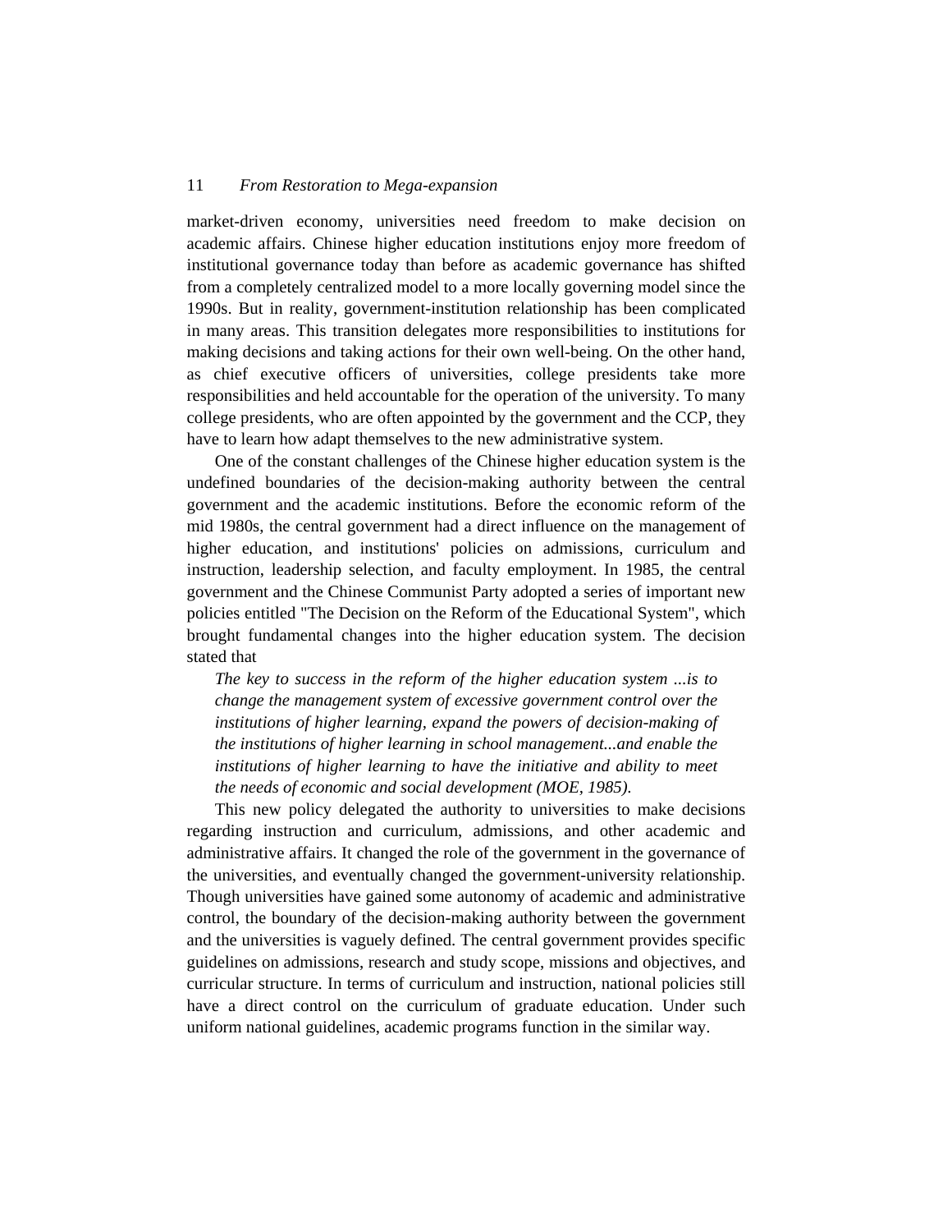market-driven economy, universities need freedom to make decision on academic affairs. Chinese higher education institutions enjoy more freedom of institutional governance today than before as academic governance has shifted from a completely centralized model to a more locally governing model since the 1990s. But in reality, government-institution relationship has been complicated in many areas. This transition delegates more responsibilities to institutions for making decisions and taking actions for their own well-being. On the other hand, as chief executive officers of universities, college presidents take more responsibilities and held accountable for the operation of the university. To many college presidents, who are often appointed by the government and the CCP, they have to learn how adapt themselves to the new administrative system.

One of the constant challenges of the Chinese higher education system is the undefined boundaries of the decision-making authority between the central government and the academic institutions. Before the economic reform of the mid 1980s, the central government had a direct influence on the management of higher education, and institutions' policies on admissions, curriculum and instruction, leadership selection, and faculty employment. In 1985, the central government and the Chinese Communist Party adopted a series of important new policies entitled "The Decision on the Reform of the Educational System", which brought fundamental changes into the higher education system. The decision stated that

> *The key to success in the reform of the higher education system ...is to change the management system of excessive government control over the institutions of higher learning, expand the powers of decision-making of the institutions of higher learning in school management...and enable the institutions of higher learning to have the initiative and ability to meet the needs of economic and social development (MOE, 1985).*

This new policy delegated the authority to universities to make decisions regarding instruction and curriculum, admissions, and other academic and administrative affairs. It changed the role of the government in the governance of the universities, and eventually changed the government-university relationship. Though universities have gained some autonomy of academic and administrative control, the boundary of the decision-making authority between the government and the universities is vaguely defined. The central government provides specific guidelines on admissions, research and study scope, missions and objectives, and curricular structure. In terms of curriculum and instruction, national policies still have a direct control on the curriculum of graduate education. Under such uniform national guidelines, academic programs function in the similar way.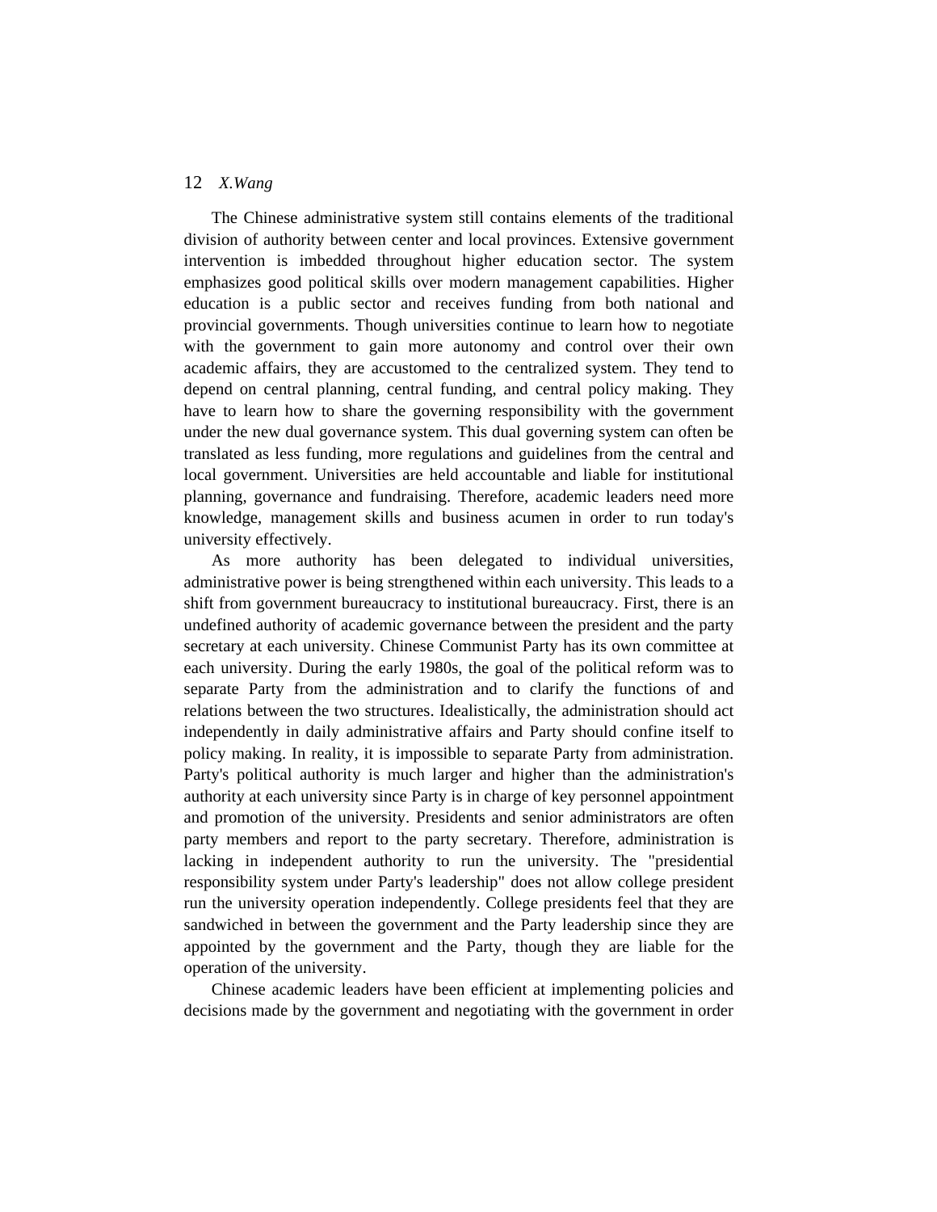The Chinese administrative system still contains elements of the traditional division of authority between center and local provinces. Extensive government intervention is imbedded throughout higher education sector. The system emphasizes good political skills over modern management capabilities. Higher education is a public sector and receives funding from both national and provincial governments. Though universities continue to learn how to negotiate with the government to gain more autonomy and control over their own academic affairs, they are accustomed to the centralized system. They tend to depend on central planning, central funding, and central policy making. They have to learn how to share the governing responsibility with the government under the new dual governance system. This dual governing system can often be translated as less funding, more regulations and guidelines from the central and local government. Universities are held accountable and liable for institutional planning, governance and fundraising. Therefore, academic leaders need more knowledge, management skills and business acumen in order to run today's university effectively.

As more authority has been delegated to individual universities, administrative power is being strengthened within each university. This leads to a shift from government bureaucracy to institutional bureaucracy. First, there is an undefined authority of academic governance between the president and the party secretary at each university. Chinese Communist Party has its own committee at each university. During the early 1980s, the goal of the political reform was to separate Party from the administration and to clarify the functions of and relations between the two structures. Idealistically, the administration should act independently in daily administrative affairs and Party should confine itself to policy making. In reality, it is impossible to separate Party from administration. Party's political authority is much larger and higher than the administration's authority at each university since Party is in charge of key personnel appointment and promotion of the university. Presidents and senior administrators are often party members and report to the party secretary. Therefore, administration is lacking in independent authority to run the university. The "presidential responsibility system under Party's leadership" does not allow college president run the university operation independently. College presidents feel that they are sandwiched in between the government and the Party leadership since they are appointed by the government and the Party, though they are liable for the operation of the university.

Chinese academic leaders have been efficient at implementing policies and decisions made by the government and negotiating with the government in order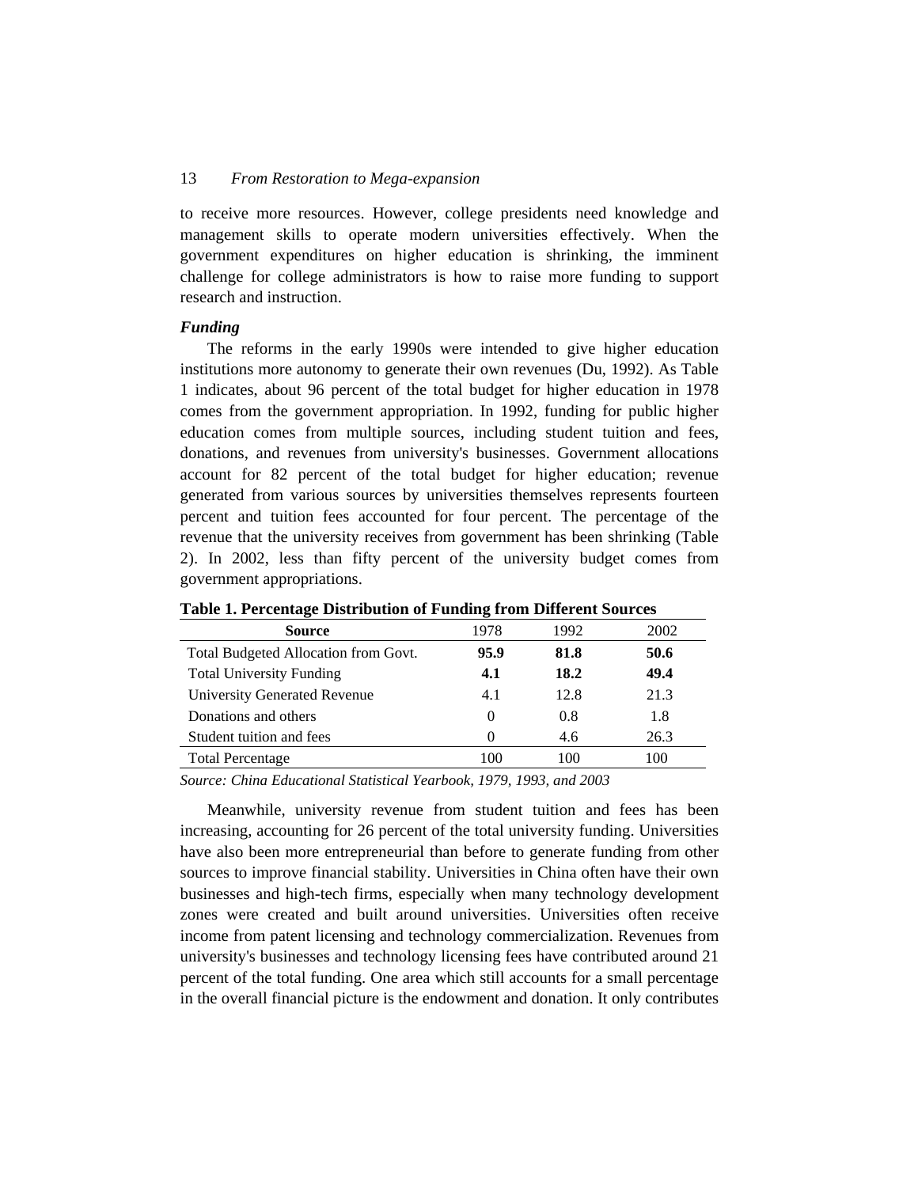to receive more resources. However, college presidents need knowledge and management skills to operate modern universities effectively. When the government expenditures on higher education is shrinking, the imminent challenge for college administrators is how to raise more funding to support research and instruction.

***Funding***

The reforms in the early 1990s were intended to give higher education institutions more autonomy to generate their own revenues (Du, 1992). As Table 1 indicates, about 96 percent of the total budget for higher education in 1978 comes from the government appropriation. In 1992, funding for public higher education comes from multiple sources, including student tuition and fees, donations, and revenues from university's businesses. Government allocations account for 82 percent of the total budget for higher education; revenue generated from various sources by universities themselves represents fourteen percent and tuition fees accounted for four percent. The percentage of the revenue that the university receives from government has been shrinking (Table 2). In 2002, less than fifty percent of the university budget comes from government appropriations.

**Table 1. Percentage Distribution of Funding from Different Sources**

| Source | 1978 | 1992 | 2002 |
|---|---|---|---|
| Total Budgeted Allocation from Govt. | **95.9** | **81.8** | **50.6** |
| Total University Funding | **4.1** | **18.2** | **49.4** |
| University Generated Revenue | 4.1 | 12.8 | 21.3 |
| Donations and others | 0 | 0.8 | 1.8 |
| Student tuition and fees | 0 | 4.6 | 26.3 |
| Total Percentage | 100 | 100 | 100 |

*Source: China Educational Statistical Yearbook, 1979, 1993, and 2003*

Meanwhile, university revenue from student tuition and fees has been increasing, accounting for 26 percent of the total university funding. Universities have also been more entrepreneurial than before to generate funding from other sources to improve financial stability. Universities in China often have their own businesses and high-tech firms, especially when many technology development zones were created and built around universities. Universities often receive income from patent licensing and technology commercialization. Revenues from university's businesses and technology licensing fees have contributed around 21 percent of the total funding. One area which still accounts for a small percentage in the overall financial picture is the endowment and donation. It only contributes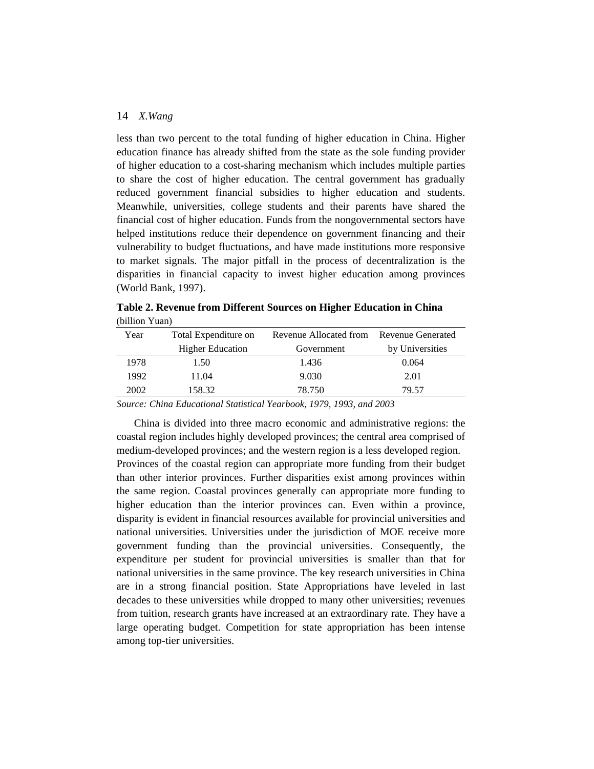less than two percent to the total funding of higher education in China. Higher education finance has already shifted from the state as the sole funding provider of higher education to a cost-sharing mechanism which includes multiple parties to share the cost of higher education. The central government has gradually reduced government financial subsidies to higher education and students. Meanwhile, universities, college students and their parents have shared the financial cost of higher education. Funds from the nongovernmental sectors have helped institutions reduce their dependence on government financing and their vulnerability to budget fluctuations, and have made institutions more responsive to market signals. The major pitfall in the process of decentralization is the disparities in financial capacity to invest higher education among provinces (World Bank, 1997).

**Table 2. Revenue from Different Sources on Higher Education in China** (billion Yuan)

| Year | Total Expenditure on Higher Education | Revenue Allocated from Government | Revenue Generated by Universities |
|---|---|---|---|
| 1978 | 1.50 | 1.436 | 0.064 |
| 1992 | 11.04 | 9.030 | 2.01 |
| 2002 | 158.32 | 78.750 | 79.57 |

*Source: China Educational Statistical Yearbook, 1979, 1993, and 2003*

China is divided into three macro economic and administrative regions: the coastal region includes highly developed provinces; the central area comprised of medium-developed provinces; and the western region is a less developed region. Provinces of the coastal region can appropriate more funding from their budget than other interior provinces. Further disparities exist among provinces within the same region. Coastal provinces generally can appropriate more funding to higher education than the interior provinces can. Even within a province, disparity is evident in financial resources available for provincial universities and national universities. Universities under the jurisdiction of MOE receive more government funding than the provincial universities. Consequently, the expenditure per student for provincial universities is smaller than that for national universities in the same province. The key research universities in China are in a strong financial position. State Appropriations have leveled in last decades to these universities while dropped to many other universities; revenues from tuition, research grants have increased at an extraordinary rate. They have a large operating budget. Competition for state appropriation has been intense among top-tier universities.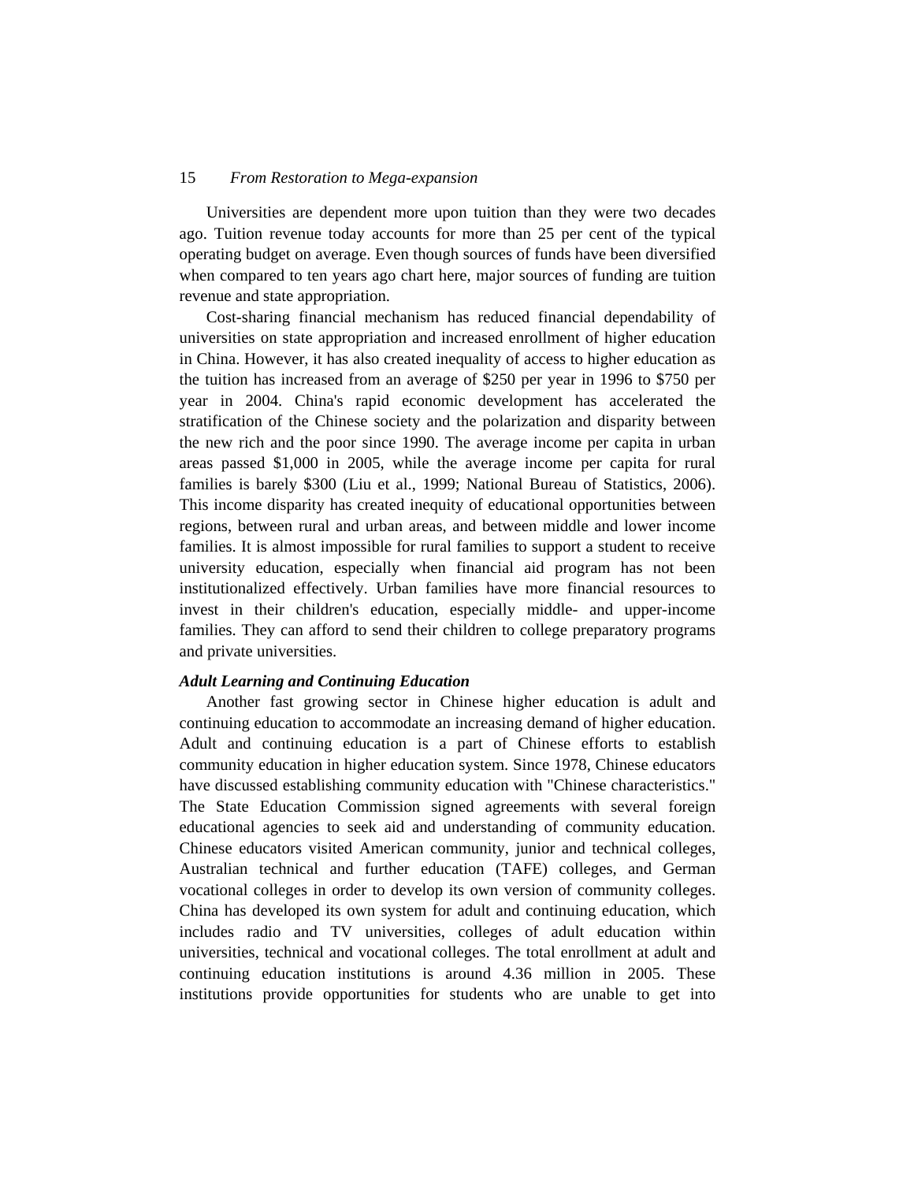Universities are dependent more upon tuition than they were two decades ago. Tuition revenue today accounts for more than 25 per cent of the typical operating budget on average. Even though sources of funds have been diversified when compared to ten years ago chart here, major sources of funding are tuition revenue and state appropriation.

Cost-sharing financial mechanism has reduced financial dependability of universities on state appropriation and increased enrollment of higher education in China. However, it has also created inequality of access to higher education as the tuition has increased from an average of $250 per year in 1996 to $750 per year in 2004. China's rapid economic development has accelerated the stratification of the Chinese society and the polarization and disparity between the new rich and the poor since 1990. The average income per capita in urban areas passed $1,000 in 2005, while the average income per capita for rural families is barely $300 (Liu et al., 1999; National Bureau of Statistics, 2006). This income disparity has created inequity of educational opportunities between regions, between rural and urban areas, and between middle and lower income families. It is almost impossible for rural families to support a student to receive university education, especially when financial aid program has not been institutionalized effectively. Urban families have more financial resources to invest in their children's education, especially middle- and upper-income families. They can afford to send their children to college preparatory programs and private universities.

### *Adult Learning and Continuing Education*

Another fast growing sector in Chinese higher education is adult and continuing education to accommodate an increasing demand of higher education. Adult and continuing education is a part of Chinese efforts to establish community education in higher education system. Since 1978, Chinese educators have discussed establishing community education with "Chinese characteristics." The State Education Commission signed agreements with several foreign educational agencies to seek aid and understanding of community education. Chinese educators visited American community, junior and technical colleges, Australian technical and further education (TAFE) colleges, and German vocational colleges in order to develop its own version of community colleges. China has developed its own system for adult and continuing education, which includes radio and TV universities, colleges of adult education within universities, technical and vocational colleges. The total enrollment at adult and continuing education institutions is around 4.36 million in 2005. These institutions provide opportunities for students who are unable to get into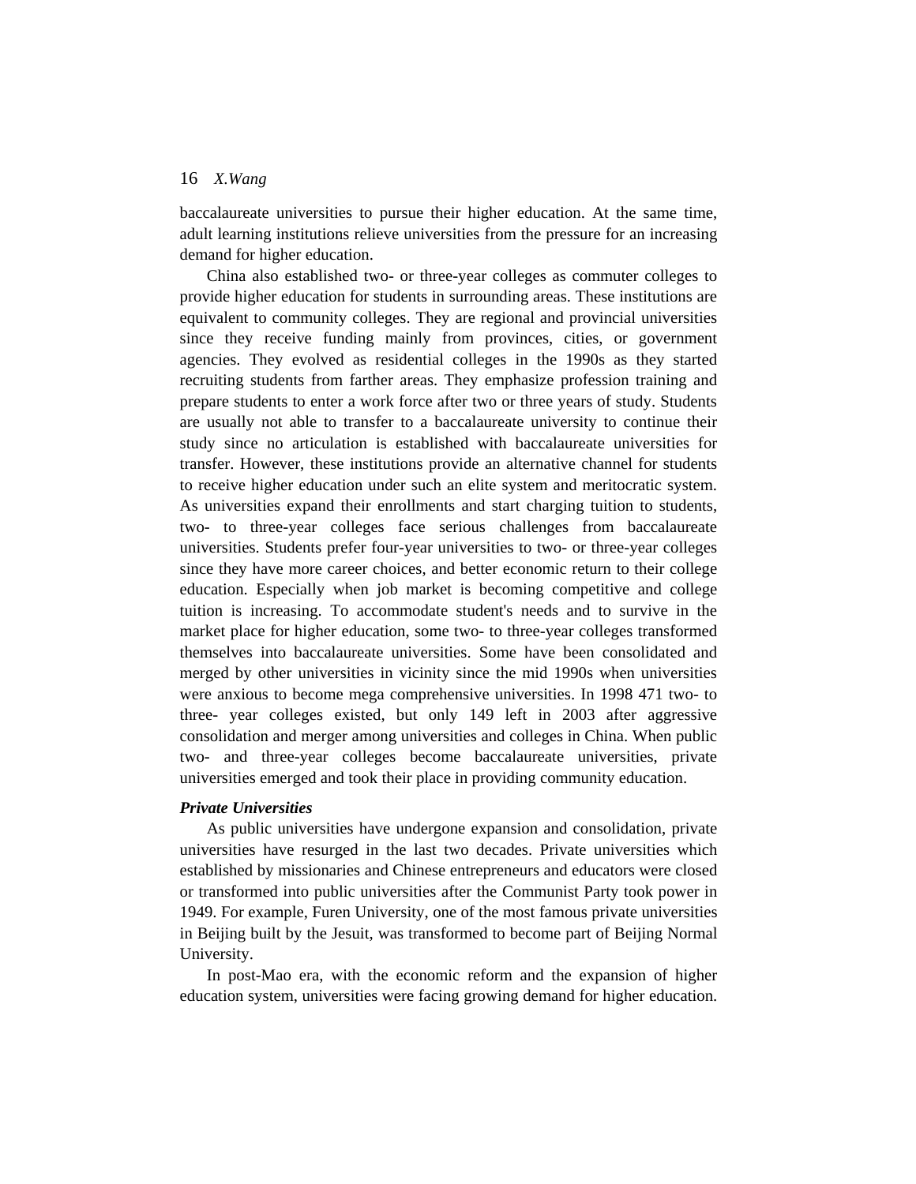baccalaureate universities to pursue their higher education. At the same time, adult learning institutions relieve universities from the pressure for an increasing demand for higher education.

China also established two- or three-year colleges as commuter colleges to provide higher education for students in surrounding areas. These institutions are equivalent to community colleges. They are regional and provincial universities since they receive funding mainly from provinces, cities, or government agencies. They evolved as residential colleges in the 1990s as they started recruiting students from farther areas. They emphasize profession training and prepare students to enter a work force after two or three years of study. Students are usually not able to transfer to a baccalaureate university to continue their study since no articulation is established with baccalaureate universities for transfer. However, these institutions provide an alternative channel for students to receive higher education under such an elite system and meritocratic system. As universities expand their enrollments and start charging tuition to students, two- to three-year colleges face serious challenges from baccalaureate universities. Students prefer four-year universities to two- or three-year colleges since they have more career choices, and better economic return to their college education. Especially when job market is becoming competitive and college tuition is increasing. To accommodate student's needs and to survive in the market place for higher education, some two- to three-year colleges transformed themselves into baccalaureate universities. Some have been consolidated and merged by other universities in vicinity since the mid 1990s when universities were anxious to become mega comprehensive universities. In 1998 471 two- to three- year colleges existed, but only 149 left in 2003 after aggressive consolidation and merger among universities and colleges in China. When public two- and three-year colleges become baccalaureate universities, private universities emerged and took their place in providing community education.

***Private Universities***

As public universities have undergone expansion and consolidation, private universities have resurged in the last two decades. Private universities which established by missionaries and Chinese entrepreneurs and educators were closed or transformed into public universities after the Communist Party took power in 1949. For example, Furen University, one of the most famous private universities in Beijing built by the Jesuit, was transformed to become part of Beijing Normal University.

In post-Mao era, with the economic reform and the expansion of higher education system, universities were facing growing demand for higher education.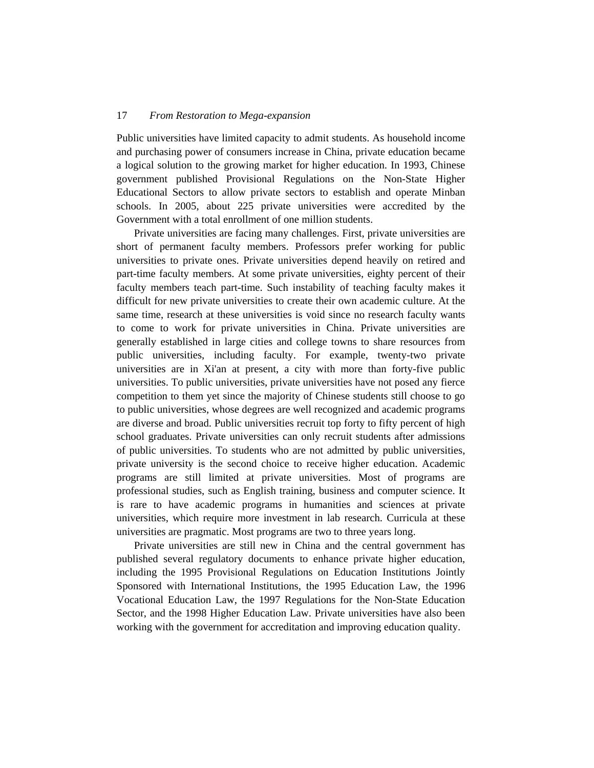Public universities have limited capacity to admit students. As household income and purchasing power of consumers increase in China, private education became a logical solution to the growing market for higher education. In 1993, Chinese government published Provisional Regulations on the Non-State Higher Educational Sectors to allow private sectors to establish and operate Minban schools. In 2005, about 225 private universities were accredited by the Government with a total enrollment of one million students.

Private universities are facing many challenges. First, private universities are short of permanent faculty members. Professors prefer working for public universities to private ones. Private universities depend heavily on retired and part-time faculty members. At some private universities, eighty percent of their faculty members teach part-time. Such instability of teaching faculty makes it difficult for new private universities to create their own academic culture. At the same time, research at these universities is void since no research faculty wants to come to work for private universities in China. Private universities are generally established in large cities and college towns to share resources from public universities, including faculty. For example, twenty-two private universities are in Xi'an at present, a city with more than forty-five public universities. To public universities, private universities have not posed any fierce competition to them yet since the majority of Chinese students still choose to go to public universities, whose degrees are well recognized and academic programs are diverse and broad. Public universities recruit top forty to fifty percent of high school graduates. Private universities can only recruit students after admissions of public universities. To students who are not admitted by public universities, private university is the second choice to receive higher education. Academic programs are still limited at private universities. Most of programs are professional studies, such as English training, business and computer science. It is rare to have academic programs in humanities and sciences at private universities, which require more investment in lab research. Curricula at these universities are pragmatic. Most programs are two to three years long.

Private universities are still new in China and the central government has published several regulatory documents to enhance private higher education, including the 1995 Provisional Regulations on Education Institutions Jointly Sponsored with International Institutions, the 1995 Education Law, the 1996 Vocational Education Law, the 1997 Regulations for the Non-State Education Sector, and the 1998 Higher Education Law. Private universities have also been working with the government for accreditation and improving education quality.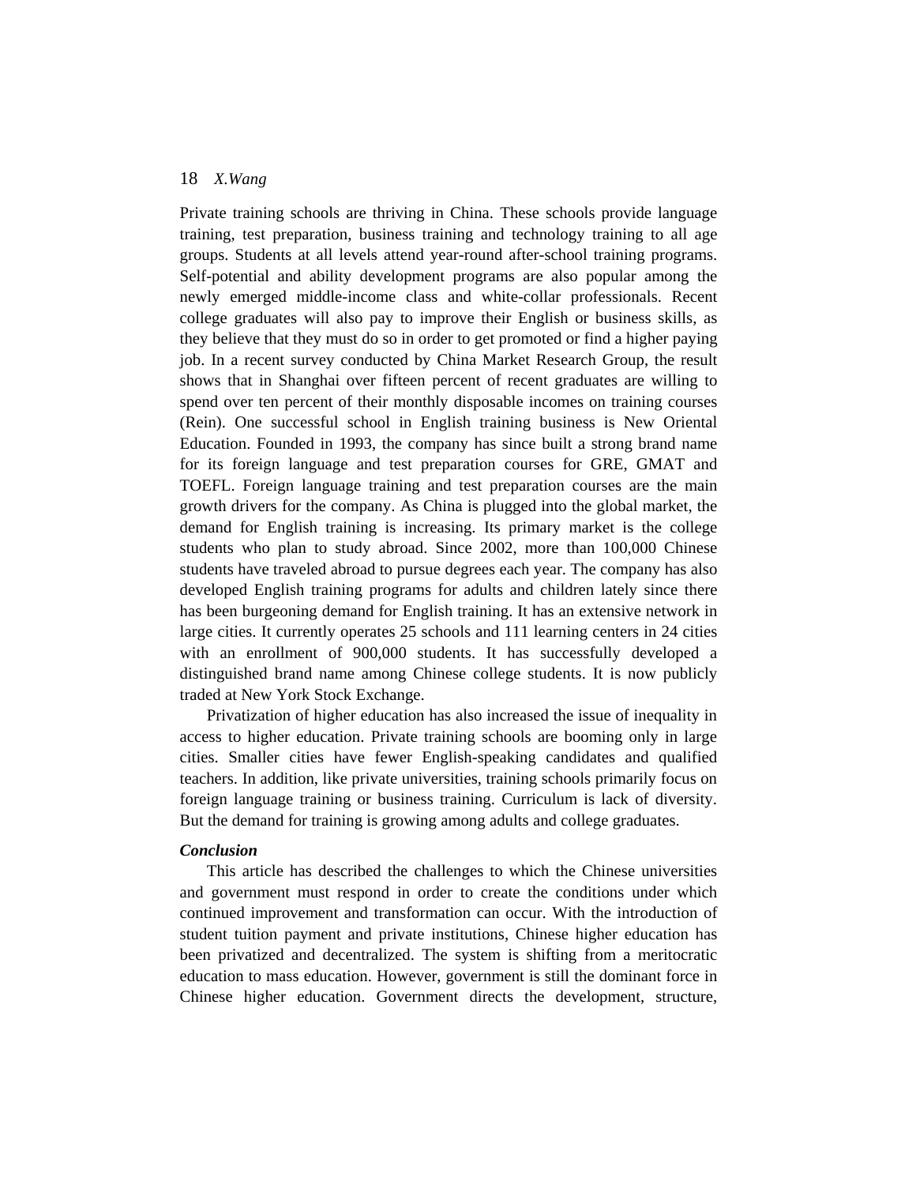Private training schools are thriving in China. These schools provide language training, test preparation, business training and technology training to all age groups. Students at all levels attend year-round after-school training programs. Self-potential and ability development programs are also popular among the newly emerged middle-income class and white-collar professionals. Recent college graduates will also pay to improve their English or business skills, as they believe that they must do so in order to get promoted or find a higher paying job. In a recent survey conducted by China Market Research Group, the result shows that in Shanghai over fifteen percent of recent graduates are willing to spend over ten percent of their monthly disposable incomes on training courses (Rein). One successful school in English training business is New Oriental Education. Founded in 1993, the company has since built a strong brand name for its foreign language and test preparation courses for GRE, GMAT and TOEFL. Foreign language training and test preparation courses are the main growth drivers for the company. As China is plugged into the global market, the demand for English training is increasing. Its primary market is the college students who plan to study abroad. Since 2002, more than 100,000 Chinese students have traveled abroad to pursue degrees each year. The company has also developed English training programs for adults and children lately since there has been burgeoning demand for English training. It has an extensive network in large cities. It currently operates 25 schools and 111 learning centers in 24 cities with an enrollment of 900,000 students. It has successfully developed a distinguished brand name among Chinese college students. It is now publicly traded at New York Stock Exchange.

Privatization of higher education has also increased the issue of inequality in access to higher education. Private training schools are booming only in large cities. Smaller cities have fewer English-speaking candidates and qualified teachers. In addition, like private universities, training schools primarily focus on foreign language training or business training. Curriculum is lack of diversity. But the demand for training is growing among adults and college graduates.

***Conclusion***

This article has described the challenges to which the Chinese universities and government must respond in order to create the conditions under which continued improvement and transformation can occur. With the introduction of student tuition payment and private institutions, Chinese higher education has been privatized and decentralized. The system is shifting from a meritocratic education to mass education. However, government is still the dominant force in Chinese higher education. Government directs the development, structure,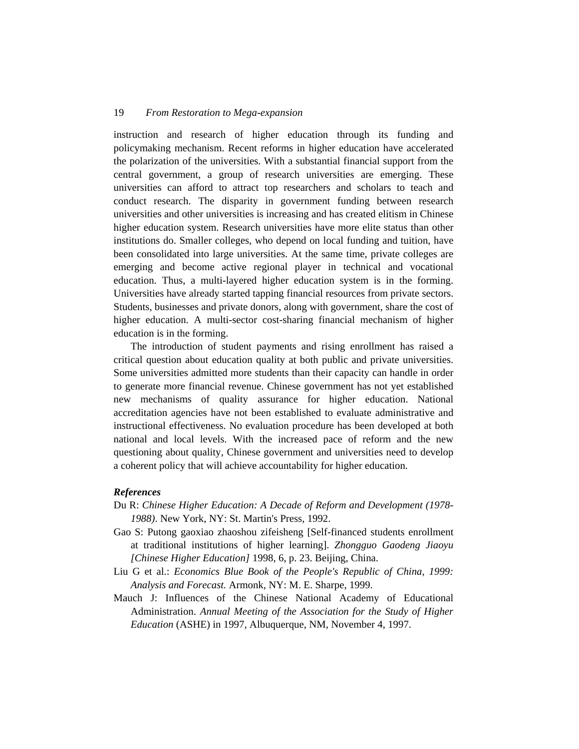instruction and research of higher education through its funding and policymaking mechanism. Recent reforms in higher education have accelerated the polarization of the universities. With a substantial financial support from the central government, a group of research universities are emerging. These universities can afford to attract top researchers and scholars to teach and conduct research. The disparity in government funding between research universities and other universities is increasing and has created elitism in Chinese higher education system. Research universities have more elite status than other institutions do. Smaller colleges, who depend on local funding and tuition, have been consolidated into large universities. At the same time, private colleges are emerging and become active regional player in technical and vocational education. Thus, a multi-layered higher education system is in the forming. Universities have already started tapping financial resources from private sectors. Students, businesses and private donors, along with government, share the cost of higher education. A multi-sector cost-sharing financial mechanism of higher education is in the forming.

The introduction of student payments and rising enrollment has raised a critical question about education quality at both public and private universities. Some universities admitted more students than their capacity can handle in order to generate more financial revenue. Chinese government has not yet established new mechanisms of quality assurance for higher education. National accreditation agencies have not been established to evaluate administrative and instructional effectiveness. No evaluation procedure has been developed at both national and local levels. With the increased pace of reform and the new questioning about quality, Chinese government and universities need to develop a coherent policy that will achieve accountability for higher education.

***References***

Du R: *Chinese Higher Education: A Decade of Reform and Development (1978-1988)*. New York, NY: St. Martin's Press, 1992.

Gao S: Putong gaoxiao zhaoshou zifeisheng [Self-financed students enrollment at traditional institutions of higher learning]. *Zhongguo Gaodeng Jiaoyu [Chinese Higher Education]* 1998, 6, p. 23. Beijing, China.

Liu G et al.: *Economics Blue Book of the People's Republic of China, 1999: Analysis and Forecast.* Armonk, NY: M. E. Sharpe, 1999.

Mauch J: Influences of the Chinese National Academy of Educational Administration. *Annual Meeting of the Association for the Study of Higher Education* (ASHE) in 1997, Albuquerque, NM, November 4, 1997.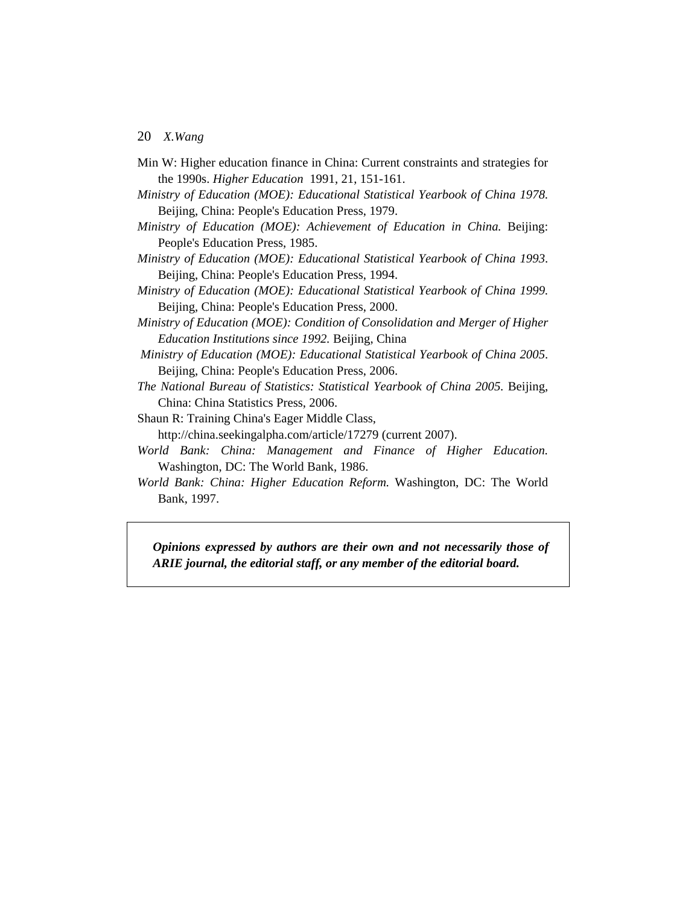Min W: Higher education finance in China: Current constraints and strategies for the 1990s. *Higher Education* 1991, 21, 151-161.

*Ministry of Education (MOE): Educational Statistical Yearbook of China 1978.* Beijing, China: People's Education Press, 1979.

*Ministry of Education (MOE): Achievement of Education in China.* Beijing: People's Education Press, 1985.

*Ministry of Education (MOE): Educational Statistical Yearbook of China 1993*. Beijing, China: People's Education Press, 1994.

*Ministry of Education (MOE): Educational Statistical Yearbook of China 1999.* Beijing, China: People's Education Press, 2000.

*Ministry of Education (MOE): Condition of Consolidation and Merger of Higher Education Institutions since 1992.* Beijing, China

*Ministry of Education (MOE): Educational Statistical Yearbook of China 2005*. Beijing, China: People's Education Press, 2006.

*The National Bureau of Statistics: Statistical Yearbook of China 2005.* Beijing, China: China Statistics Press, 2006.

Shaun R: Training China's Eager Middle Class, http://china.seekingalpha.com/article/17279 (current 2007).

*World Bank: China: Management and Finance of Higher Education.* Washington, DC: The World Bank, 1986.

*World Bank: China: Higher Education Reform.* Washington, DC: The World Bank, 1997.

***Opinions expressed by authors are their own and not necessarily those of ARIE journal, the editorial staff, or any member of the editorial board.***